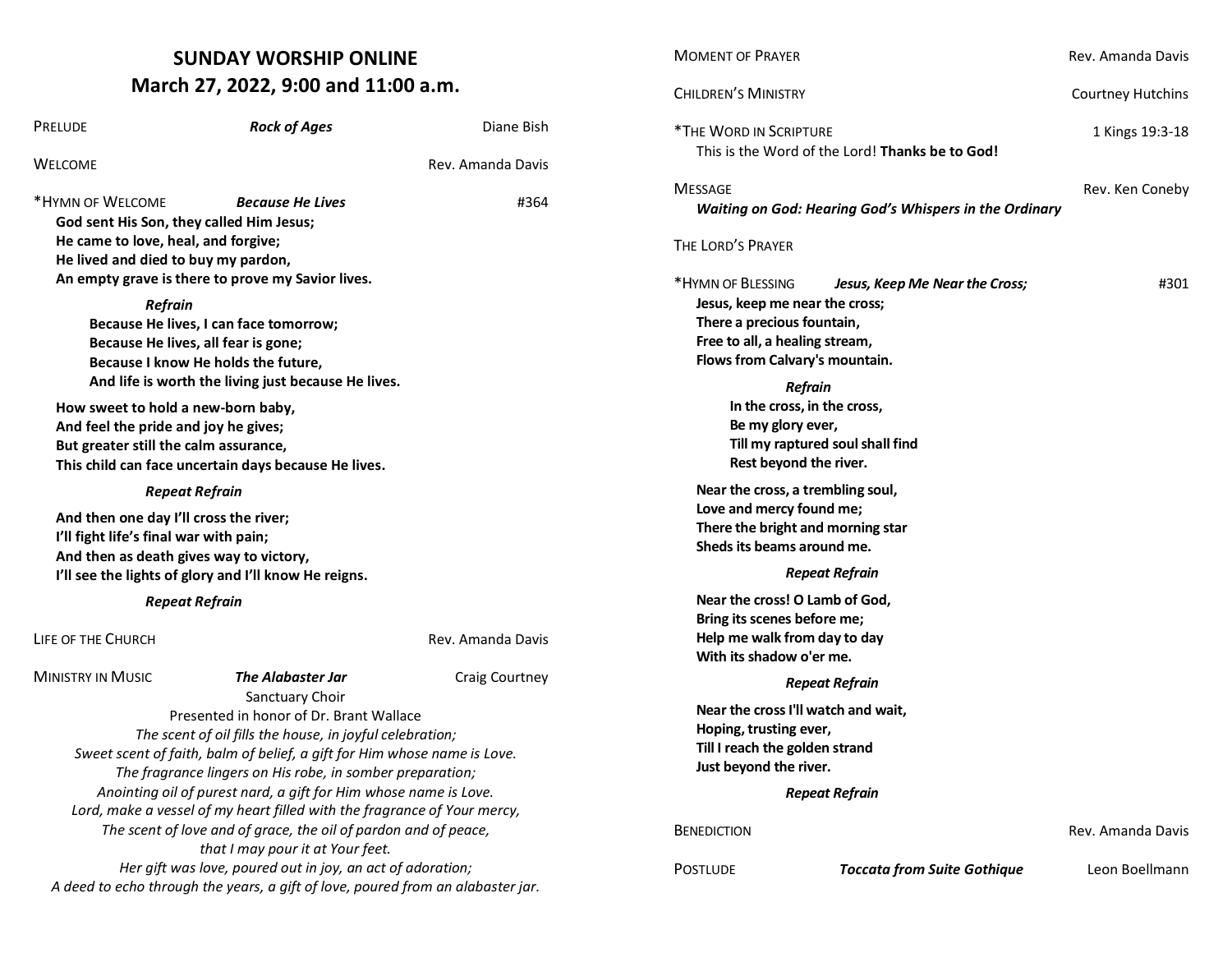# SUNDAY WORSHIP ONLINE
## March 27, 2022, 9:00 and 11:00 a.m.

PRELUDE — ***Rock of Ages*** — Diane Bish

WELCOME — Rev. Amanda Davis

*HYMN OF WELCOME — ***Because He Lives*** — #364

**God sent His Son, they called Him Jesus;**
**He came to love, heal, and forgive;**
**He lived and died to buy my pardon,**
**An empty grave is there to prove my Savior lives.**

***Refrain***
**Because He lives, I can face tomorrow;**
**Because He lives, all fear is gone;**
**Because I know He holds the future,**
**And life is worth the living just because He lives.**

**How sweet to hold a new-born baby,**
**And feel the pride and joy he gives;**
**But greater still the calm assurance,**
**This child can face uncertain days because He lives.**

***Repeat Refrain***

**And then one day I'll cross the river;**
**I'll fight life's final war with pain;**
**And then as death gives way to victory,**
**I'll see the lights of glory and I'll know He reigns.**

***Repeat Refrain***

LIFE OF THE CHURCH — Rev. Amanda Davis

MINISTRY IN MUSIC — ***The Alabaster Jar*** — Craig Courtney

Sanctuary Choir
Presented in honor of Dr. Brant Wallace

*The scent of oil fills the house, in joyful celebration;*
*Sweet scent of faith, balm of belief, a gift for Him whose name is Love.*
*The fragrance lingers on His robe, in somber preparation;*
*Anointing oil of purest nard, a gift for Him whose name is Love.*
*Lord, make a vessel of my heart filled with the fragrance of Your mercy,*
*The scent of love and of grace, the oil of pardon and of peace,*
*that I may pour it at Your feet.*
*Her gift was love, poured out in joy, an act of adoration;*
*A deed to echo through the years, a gift of love, poured from an alabaster jar.*

MOMENT OF PRAYER — Rev. Amanda Davis

CHILDREN'S MINISTRY — Courtney Hutchins

*THE WORD IN SCRIPTURE — 1 Kings 19:3-18

This is the Word of the Lord! **Thanks be to God!**

MESSAGE — Rev. Ken Coneby

***Waiting on God: Hearing God's Whispers in the Ordinary***

THE LORD'S PRAYER

*HYMN OF BLESSING — ***Jesus, Keep Me Near the Cross;*** — #301

**Jesus, keep me near the cross;**
**There a precious fountain,**
**Free to all, a healing stream,**
**Flows from Calvary's mountain.**

***Refrain***
**In the cross, in the cross,**
**Be my glory ever,**
**Till my raptured soul shall find**
**Rest beyond the river.**

**Near the cross, a trembling soul,**
**Love and mercy found me;**
**There the bright and morning star**
**Sheds its beams around me.**

***Repeat Refrain***

**Near the cross! O Lamb of God,**
**Bring its scenes before me;**
**Help me walk from day to day**
**With its shadow o'er me.**

***Repeat Refrain***

**Near the cross I'll watch and wait,**
**Hoping, trusting ever,**
**Till I reach the golden strand**
**Just beyond the river.**

***Repeat Refrain***

BENEDICTION — Rev. Amanda Davis

POSTLUDE — ***Toccata from Suite Gothique*** — Leon Boellmann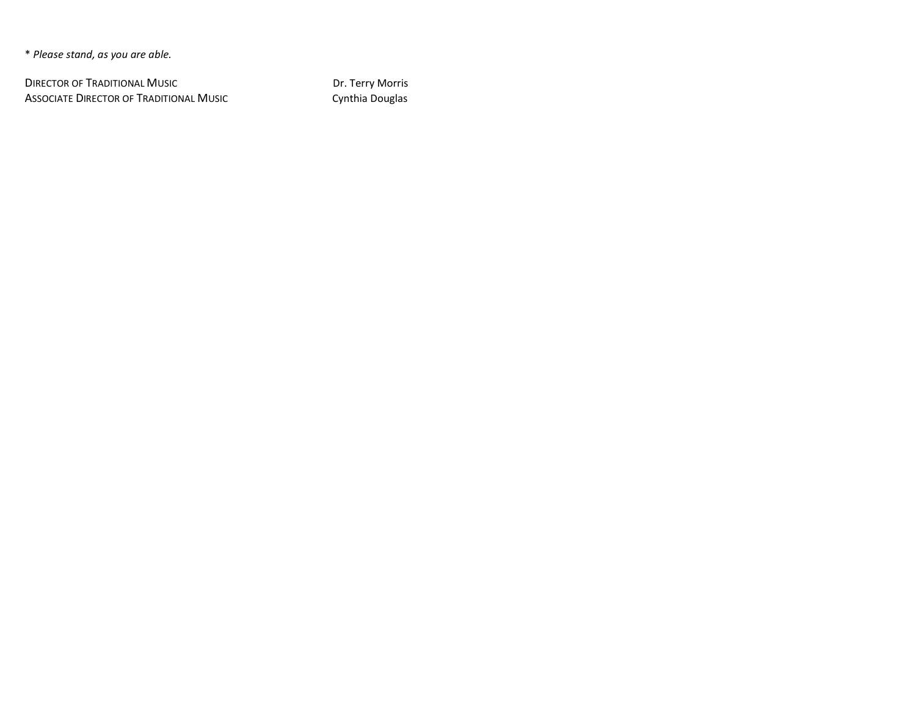\* *Please stand, as you are able.*

| | |
|---|---|
| DIRECTOR OF TRADITIONAL MUSIC | Dr. Terry Morris |
| ASSOCIATE DIRECTOR OF TRADITIONAL MUSIC | Cynthia Douglas |